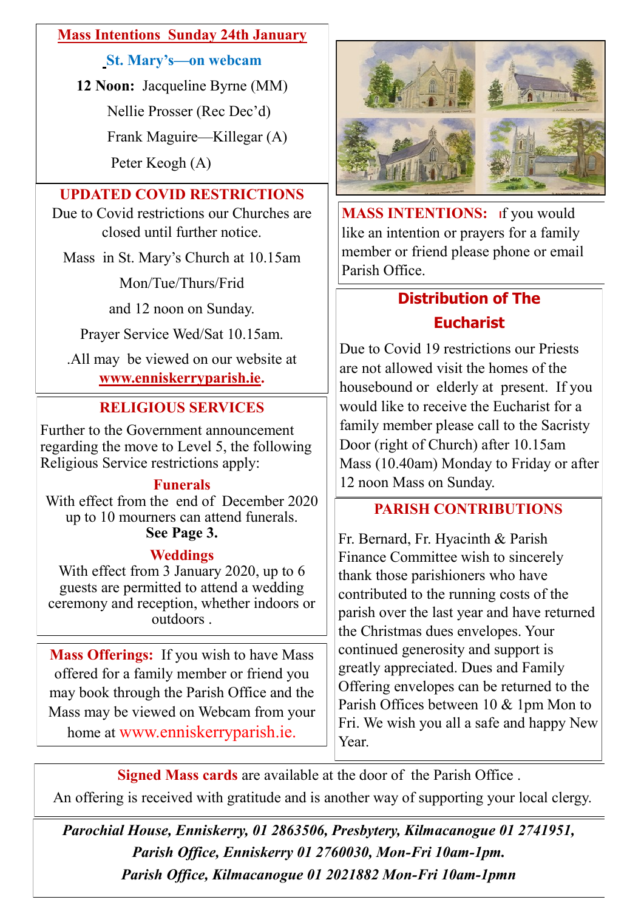## Mass Intentions Sunday 24th January

### St. Mary's—on webcam

**12 Noon:** Jacqueline Byrne (MM)

Nellie Prosser (Rec Dec'd)

Frank Maguire—Killegar (A)

Peter Keogh (A)

## UPDATED COVID RESTRICTIONS

Due to Covid restrictions our Churches are closed until further notice.

Mass in St. Mary's Church at 10.15am Mon/Tue/Thurs/Frid and 12 noon on Sunday.

Prayer Service Wed/Sat 10.15am.

.All may be viewed on our website at **www.enniskerryparish.ie.**

## RELIGIOUS SERVICES

Further to the Government announcement regarding the move to Level 5, the following Religious Service restrictions apply:

### Funerals

With effect from the end of December 2020 up to 10 mourners can attend funerals. **See Page 3.**

### Weddings

With effect from 3 January 2020, up to 6 guests are permitted to attend a wedding ceremony and reception, whether indoors or outdoors .

**Mass Offerings:** If you wish to have Mass offered for a family member or friend you may book through the Parish Office and the Mass may be viewed on Webcam from your home at www.enniskerryparish.ie.

**MASS INTENTIONS:** If you would like an intention or prayers for a family member or friend please phone or email Parish Office.

## Distribution of The Eucharist

Due to Covid 19 restrictions our Priests are not allowed visit the homes of the housebound or elderly at present. If you would like to receive the Eucharist for a family member please call to the Sacristy Door (right of Church) after 10.15am Mass (10.40am) Monday to Friday or after 12 noon Mass on Sunday.

## PARISH CONTRIBUTIONS

Fr. Bernard, Fr. Hyacinth & Parish Finance Committee wish to sincerely thank those parishioners who have contributed to the running costs of the parish over the last year and have returned the Christmas dues envelopes. Your continued generosity and support is greatly appreciated. Dues and Family Offering envelopes can be returned to the Parish Offices between 10 & 1pm Mon to Fri. We wish you all a safe and happy New Year.

**Signed Mass cards** are available at the door of the Parish Office .

An offering is received with gratitude and is another way of supporting your local clergy.

***Parochial House, Enniskerry, 01 2863506, Presbytery, Kilmacanogue 01 2741951,***
***Parish Office, Enniskerry 01 2760030, Mon-Fri 10am-1pm.***
***Parish Office, Kilmacanogue 01 2021882 Mon-Fri 10am-1pmn***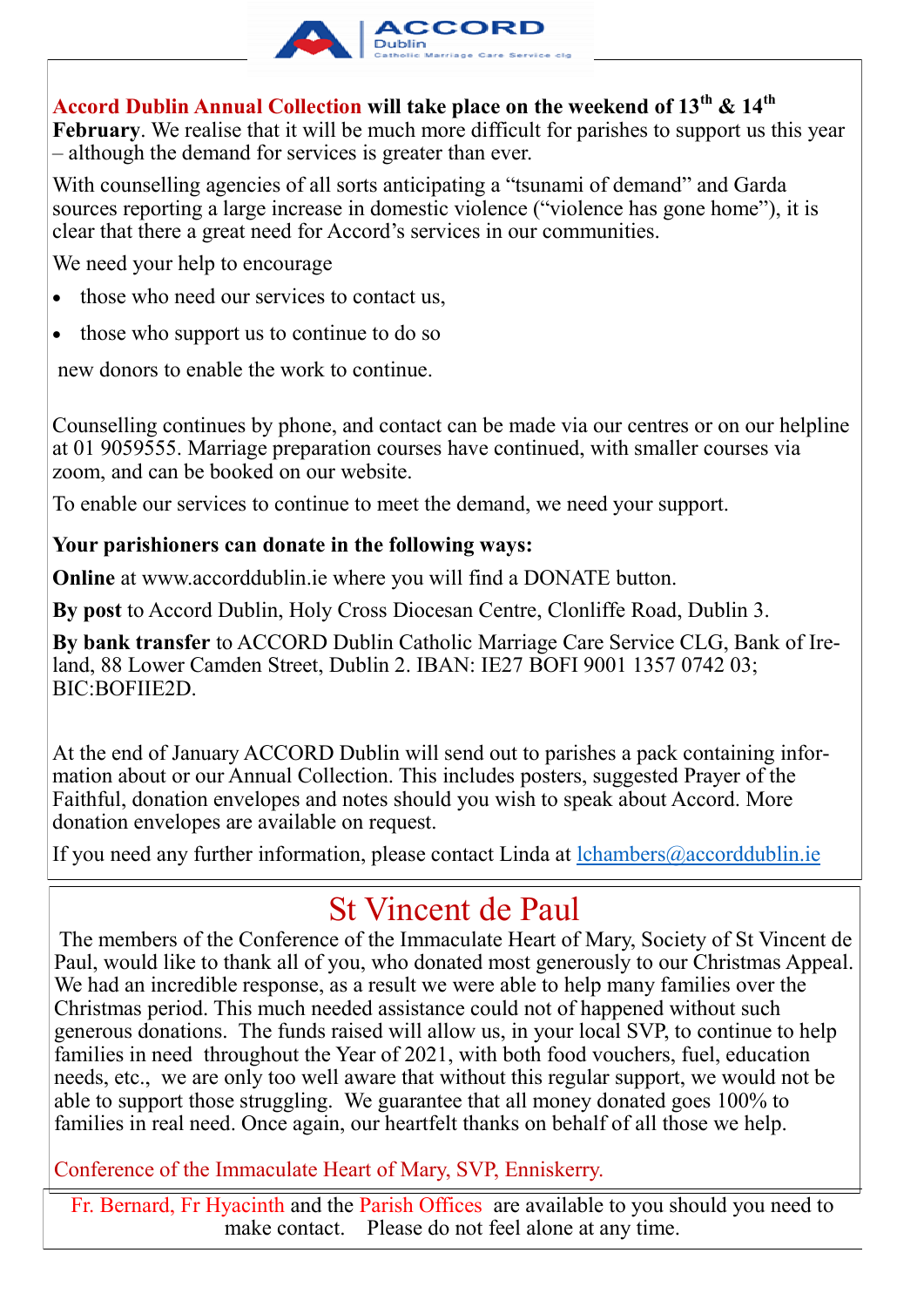ACCORD Dublin
Catholic Marriage Care Service clg

**Accord Dublin Annual Collection will take place on the weekend of 13th & 14th February**. We realise that it will be much more difficult for parishes to support us this year – although the demand for services is greater than ever.

With counselling agencies of all sorts anticipating a "tsunami of demand" and Garda sources reporting a large increase in domestic violence ("violence has gone home"), it is clear that there a great need for Accord's services in our communities.

We need your help to encourage

- those who need our services to contact us,
- those who support us to continue to do so

new donors to enable the work to continue.

Counselling continues by phone, and contact can be made via our centres or on our helpline at 01 9059555. Marriage preparation courses have continued, with smaller courses via zoom, and can be booked on our website.

To enable our services to continue to meet the demand, we need your support.

**Your parishioners can donate in the following ways:**

**Online** at www.accorddublin.ie where you will find a DONATE button.

**By post** to Accord Dublin, Holy Cross Diocesan Centre, Clonliffe Road, Dublin 3.

**By bank transfer** to ACCORD Dublin Catholic Marriage Care Service CLG, Bank of Ireland, 88 Lower Camden Street, Dublin 2. IBAN: IE27 BOFI 9001 1357 0742 03; BIC:BOFIIE2D.

At the end of January ACCORD Dublin will send out to parishes a pack containing information about or our Annual Collection. This includes posters, suggested Prayer of the Faithful, donation envelopes and notes should you wish to speak about Accord. More donation envelopes are available on request.

If you need any further information, please contact Linda at lchambers@accorddublin.ie

# St Vincent de Paul

The members of the Conference of the Immaculate Heart of Mary, Society of St Vincent de Paul, would like to thank all of you, who donated most generously to our Christmas Appeal. We had an incredible response, as a result we were able to help many families over the Christmas period. This much needed assistance could not of happened without such generous donations. The funds raised will allow us, in your local SVP, to continue to help families in need throughout the Year of 2021, with both food vouchers, fuel, education needs, etc., we are only too well aware that without this regular support, we would not be able to support those struggling. We guarantee that all money donated goes 100% to families in real need. Once again, our heartfelt thanks on behalf of all those we help.

Conference of the Immaculate Heart of Mary, SVP, Enniskerry.

Fr. Bernard, Fr Hyacinth and the Parish Offices are available to you should you need to make contact. Please do not feel alone at any time.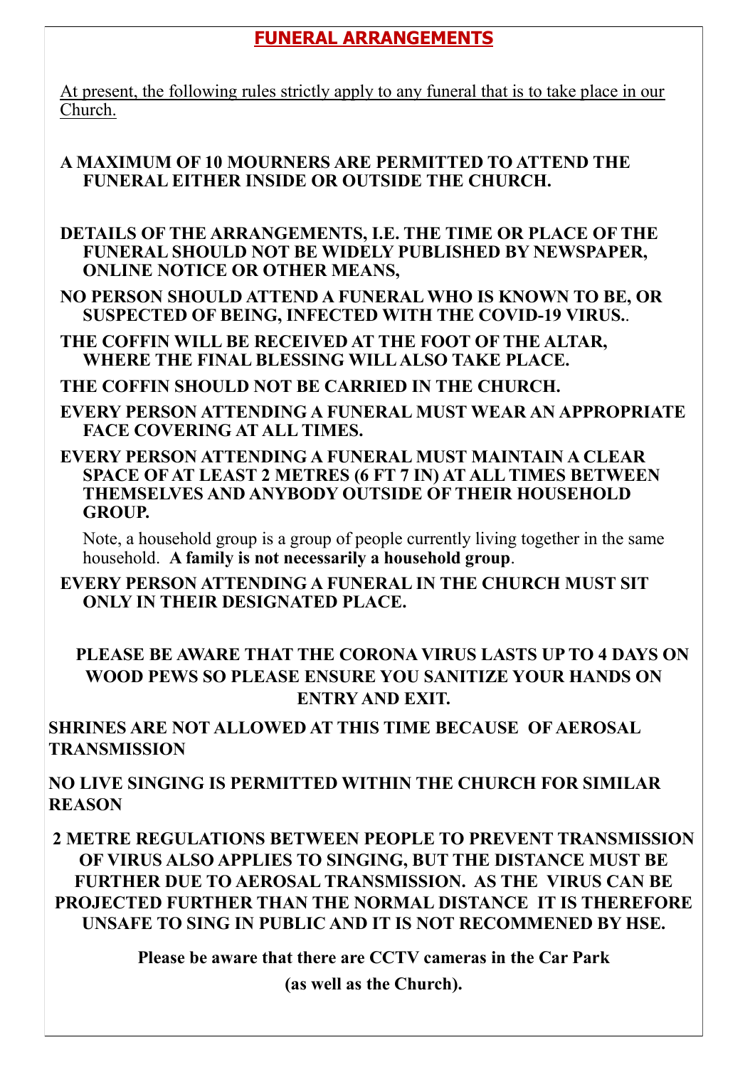# FUNERAL ARRANGEMENTS

At present, the following rules strictly apply to any funeral that is to take place in our Church.

- **A MAXIMUM OF 10 MOURNERS ARE PERMITTED TO ATTEND THE FUNERAL EITHER INSIDE OR OUTSIDE THE CHURCH.**

- **DETAILS OF THE ARRANGEMENTS, I.E. THE TIME OR PLACE OF THE FUNERAL SHOULD NOT BE WIDELY PUBLISHED BY NEWSPAPER, ONLINE NOTICE OR OTHER MEANS,**
- **NO PERSON SHOULD ATTEND A FUNERAL WHO IS KNOWN TO BE, OR SUSPECTED OF BEING, INFECTED WITH THE COVID-19 VIRUS.**.
- **THE COFFIN WILL BE RECEIVED AT THE FOOT OF THE ALTAR, WHERE THE FINAL BLESSING WILL ALSO TAKE PLACE.**
- **THE COFFIN SHOULD NOT BE CARRIED IN THE CHURCH.**
- **EVERY PERSON ATTENDING A FUNERAL MUST WEAR AN APPROPRIATE FACE COVERING AT ALL TIMES.**
- **EVERY PERSON ATTENDING A FUNERAL MUST MAINTAIN A CLEAR SPACE OF AT LEAST 2 METRES (6 FT 7 IN) AT ALL TIMES BETWEEN THEMSELVES AND ANYBODY OUTSIDE OF THEIR HOUSEHOLD GROUP.**

  Note, a household group is a group of people currently living together in the same household. **A family is not necessarily a household group**.
- **EVERY PERSON ATTENDING A FUNERAL IN THE CHURCH MUST SIT ONLY IN THEIR DESIGNATED PLACE.**

**PLEASE BE AWARE THAT THE CORONA VIRUS LASTS UP TO 4 DAYS ON WOOD PEWS SO PLEASE ENSURE YOU SANITIZE YOUR HANDS ON ENTRY AND EXIT.**

**SHRINES ARE NOT ALLOWED AT THIS TIME BECAUSE OF AEROSAL TRANSMISSION**

**NO LIVE SINGING IS PERMITTED WITHIN THE CHURCH FOR SIMILAR REASON**

**2 METRE REGULATIONS BETWEEN PEOPLE TO PREVENT TRANSMISSION OF VIRUS ALSO APPLIES TO SINGING, BUT THE DISTANCE MUST BE FURTHER DUE TO AEROSAL TRANSMISSION. AS THE VIRUS CAN BE PROJECTED FURTHER THAN THE NORMAL DISTANCE IT IS THEREFORE UNSAFE TO SING IN PUBLIC AND IT IS NOT RECOMMENED BY HSE.**

**Please be aware that there are CCTV cameras in the Car Park**

**(as well as the Church).**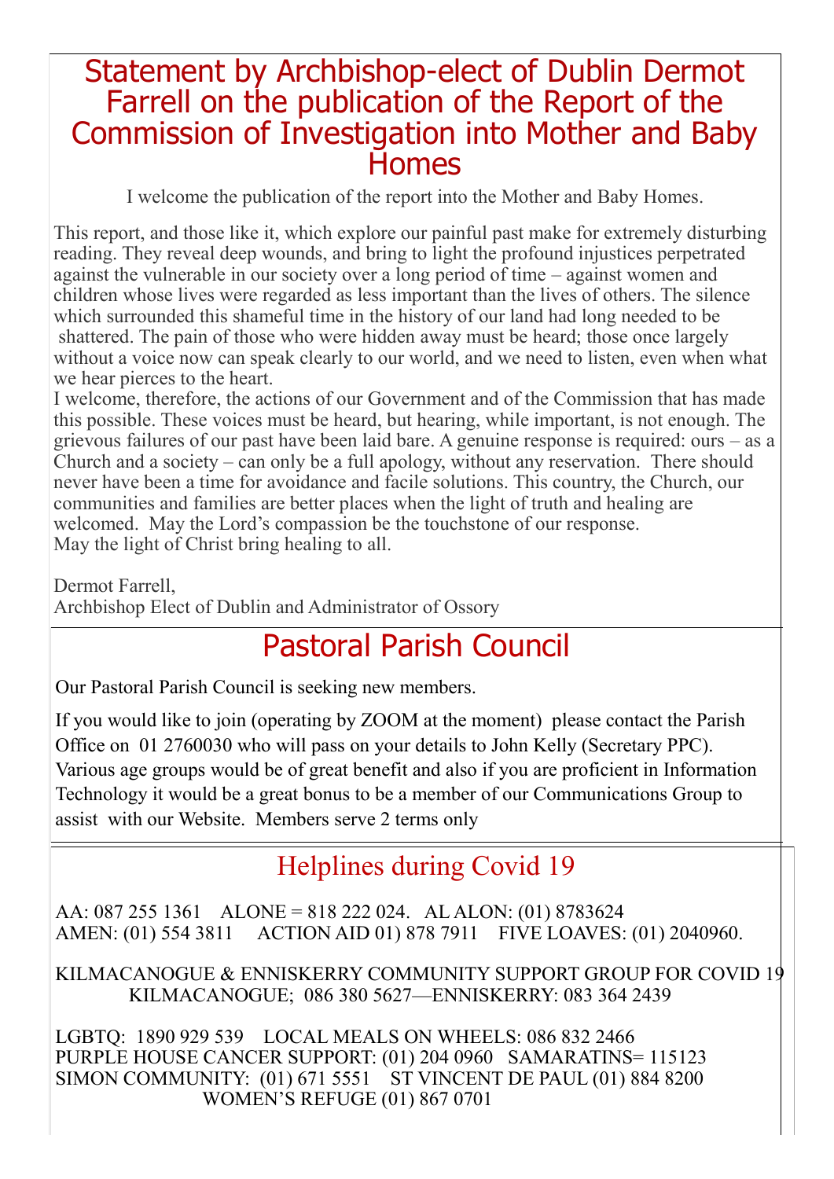# Statement by Archbishop-elect of Dublin Dermot Farrell on the publication of the Report of the Commission of Investigation into Mother and Baby Homes

I welcome the publication of the report into the Mother and Baby Homes.

This report, and those like it, which explore our painful past make for extremely disturbing reading. They reveal deep wounds, and bring to light the profound injustices perpetrated against the vulnerable in our society over a long period of time – against women and children whose lives were regarded as less important than the lives of others. The silence which surrounded this shameful time in the history of our land had long needed to be shattered. The pain of those who were hidden away must be heard; those once largely without a voice now can speak clearly to our world, and we need to listen, even when what we hear pierces to the heart.

I welcome, therefore, the actions of our Government and of the Commission that has made this possible. These voices must be heard, but hearing, while important, is not enough. The grievous failures of our past have been laid bare. A genuine response is required: ours – as a Church and a society – can only be a full apology, without any reservation. There should never have been a time for avoidance and facile solutions. This country, the Church, our communities and families are better places when the light of truth and healing are welcomed. May the Lord's compassion be the touchstone of our response. May the light of Christ bring healing to all.

Dermot Farrell,
Archbishop Elect of Dublin and Administrator of Ossory

# Pastoral Parish Council

Our Pastoral Parish Council is seeking new members.

If you would like to join (operating by ZOOM at the moment) please contact the Parish Office on 01 2760030 who will pass on your details to John Kelly (Secretary PPC). Various age groups would be of great benefit and also if you are proficient in Information Technology it would be a great bonus to be a member of our Communications Group to assist with our Website. Members serve 2 terms only

# Helplines during Covid 19

AA: 087 255 1361 ALONE = 818 222 024. AL ALON: (01) 8783624
AMEN: (01) 554 3811 ACTION AID 01) 878 7911 FIVE LOAVES: (01) 2040960.

KILMACANOGUE & ENNISKERRY COMMUNITY SUPPORT GROUP FOR COVID 19
KILMACANOGUE; 086 380 5627—ENNISKERRY: 083 364 2439

LGBTQ: 1890 929 539 LOCAL MEALS ON WHEELS: 086 832 2466
PURPLE HOUSE CANCER SUPPORT: (01) 204 0960 SAMARATINS= 115123
SIMON COMMUNITY: (01) 671 5551 ST VINCENT DE PAUL (01) 884 8200
WOMEN'S REFUGE (01) 867 0701